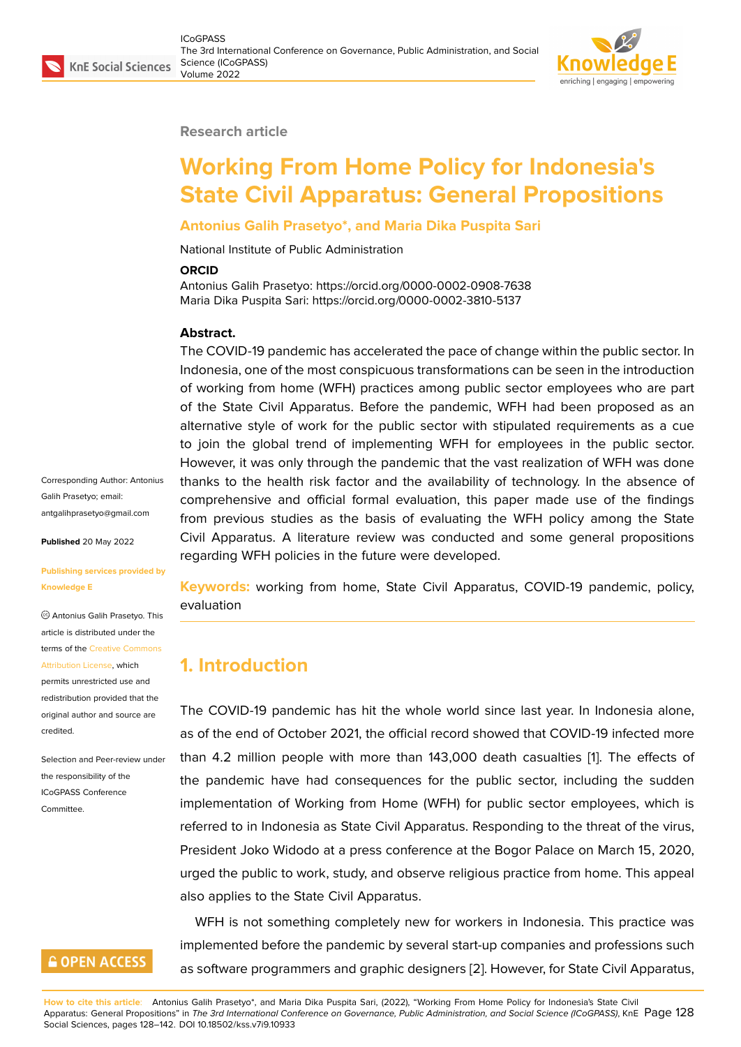Research article

# Working From Home Policy for Indonesia's State Civil Apparatus: General Propositions

**Antonius Galih Prasetyo*, and Maria Dika Puspita Sari**

National Institute of Public Administration

**ORCID**

Antonius Galih Prasetyo: https://orcid.org/0000-0002-0908-7638
Maria Dika Puspita Sari: https://orcid.org/0000-0002-3810-5137

**Abstract.**

The COVID-19 pandemic has accelerated the pace of change within the public sector. In Indonesia, one of the most conspicuous transformations can be seen in the introduction of working from home (WFH) practices among public sector employees who are part of the State Civil Apparatus. Before the pandemic, WFH had been proposed as an alternative style of work for the public sector with stipulated requirements as a cue to join the global trend of implementing WFH for employees in the public sector. However, it was only through the pandemic that the vast realization of WFH was done thanks to the health risk factor and the availability of technology. In the absence of comprehensive and official formal evaluation, this paper made use of the findings from previous studies as the basis of evaluating the WFH policy among the State Civil Apparatus. A literature review was conducted and some general propositions regarding WFH policies in the future were developed.

**Keywords:** working from home, State Civil Apparatus, COVID-19 pandemic, policy, evaluation

Corresponding Author: Antonius Galih Prasetyo; email: antgalihprasetyo@gmail.com

**Published** 20 May 2022

**Publishing services provided by Knowledge E**

© Antonius Galih Prasetyo. This article is distributed under the terms of the Creative Commons Attribution License, which permits unrestricted use and redistribution provided that the original author and source are credited.

Selection and Peer-review under the responsibility of the ICoGPASS Conference Committee.

## 1. Introduction

The COVID-19 pandemic has hit the whole world since last year. In Indonesia alone, as of the end of October 2021, the official record showed that COVID-19 infected more than 4.2 million people with more than 143,000 death casualties [1]. The effects of the pandemic have had consequences for the public sector, including the sudden implementation of Working from Home (WFH) for public sector employees, which is referred to in Indonesia as State Civil Apparatus. Responding to the threat of the virus, President Joko Widodo at a press conference at the Bogor Palace on March 15, 2020, urged the public to work, study, and observe religious practice from home. This appeal also applies to the State Civil Apparatus.

WFH is not something completely new for workers in Indonesia. This practice was implemented before the pandemic by several start-up companies and professions such as software programmers and graphic designers [2]. However, for State Civil Apparatus,

**How to cite this article**: Antonius Galih Prasetyo*, and Maria Dika Puspita Sari, (2022), "Working From Home Policy for Indonesia's State Civil Apparatus: General Propositions" in *The 3rd International Conference on Governance, Public Administration, and Social Science (ICoGPASS)*, KnE Social Sciences, pages 128–142. DOI 10.18502/kss.v7i9.10933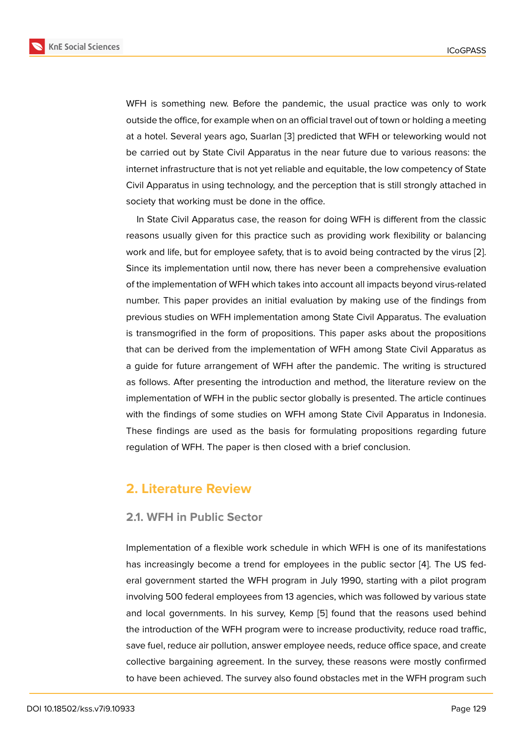WFH is something new. Before the pandemic, the usual practice was only to work outside the office, for example when on an official travel out of town or holding a meeting at a hotel. Several years ago, Suarlan [3] predicted that WFH or teleworking would not be carried out by State Civil Apparatus in the near future due to various reasons: the internet infrastructure that is not yet reliable and equitable, the low competency of State Civil Apparatus in using technology, and the perception that is still strongly attached in society that working must be done in the office.

In State Civil Apparatus case, the reason for doing WFH is different from the classic reasons usually given for this practice such as providing work flexibility or balancing work and life, but for employee safety, that is to avoid being contracted by the virus [2]. Since its implementation until now, there has never been a comprehensive evaluation of the implementation of WFH which takes into account all impacts beyond virus-related number. This paper provides an initial evaluation by making use of the findings from previous studies on WFH implementation among State Civil Apparatus. The evaluation is transmogrified in the form of propositions. This paper asks about the propositions that can be derived from the implementation of WFH among State Civil Apparatus as a guide for future arrangement of WFH after the pandemic. The writing is structured as follows. After presenting the introduction and method, the literature review on the implementation of WFH in the public sector globally is presented. The article continues with the findings of some studies on WFH among State Civil Apparatus in Indonesia. These findings are used as the basis for formulating propositions regarding future regulation of WFH. The paper is then closed with a brief conclusion.

## 2. Literature Review

### 2.1. WFH in Public Sector

Implementation of a flexible work schedule in which WFH is one of its manifestations has increasingly become a trend for employees in the public sector [4]. The US federal government started the WFH program in July 1990, starting with a pilot program involving 500 federal employees from 13 agencies, which was followed by various state and local governments. In his survey, Kemp [5] found that the reasons used behind the introduction of the WFH program were to increase productivity, reduce road traffic, save fuel, reduce air pollution, answer employee needs, reduce office space, and create collective bargaining agreement. In the survey, these reasons were mostly confirmed to have been achieved. The survey also found obstacles met in the WFH program such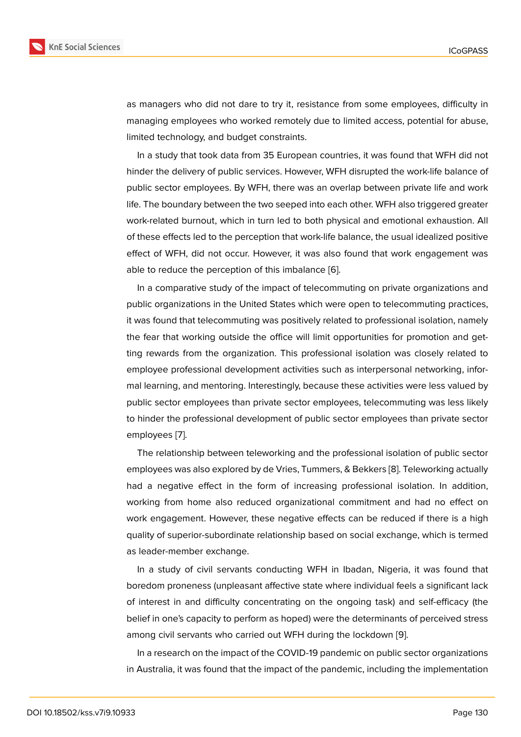as managers who did not dare to try it, resistance from some employees, difficulty in managing employees who worked remotely due to limited access, potential for abuse, limited technology, and budget constraints.

In a study that took data from 35 European countries, it was found that WFH did not hinder the delivery of public services. However, WFH disrupted the work-life balance of public sector employees. By WFH, there was an overlap between private life and work life. The boundary between the two seeped into each other. WFH also triggered greater work-related burnout, which in turn led to both physical and emotional exhaustion. All of these effects led to the perception that work-life balance, the usual idealized positive effect of WFH, did not occur. However, it was also found that work engagement was able to reduce the perception of this imbalance [6].

In a comparative study of the impact of telecommuting on private organizations and public organizations in the United States which were open to telecommuting practices, it was found that telecommuting was positively related to professional isolation, namely the fear that working outside the office will limit opportunities for promotion and getting rewards from the organization. This professional isolation was closely related to employee professional development activities such as interpersonal networking, informal learning, and mentoring. Interestingly, because these activities were less valued by public sector employees than private sector employees, telecommuting was less likely to hinder the professional development of public sector employees than private sector employees [7].

The relationship between teleworking and the professional isolation of public sector employees was also explored by de Vries, Tummers, & Bekkers [8]. Teleworking actually had a negative effect in the form of increasing professional isolation. In addition, working from home also reduced organizational commitment and had no effect on work engagement. However, these negative effects can be reduced if there is a high quality of superior-subordinate relationship based on social exchange, which is termed as leader-member exchange.

In a study of civil servants conducting WFH in Ibadan, Nigeria, it was found that boredom proneness (unpleasant affective state where individual feels a significant lack of interest in and difficulty concentrating on the ongoing task) and self-efficacy (the belief in one's capacity to perform as hoped) were the determinants of perceived stress among civil servants who carried out WFH during the lockdown [9].

In a research on the impact of the COVID-19 pandemic on public sector organizations in Australia, it was found that the impact of the pandemic, including the implementation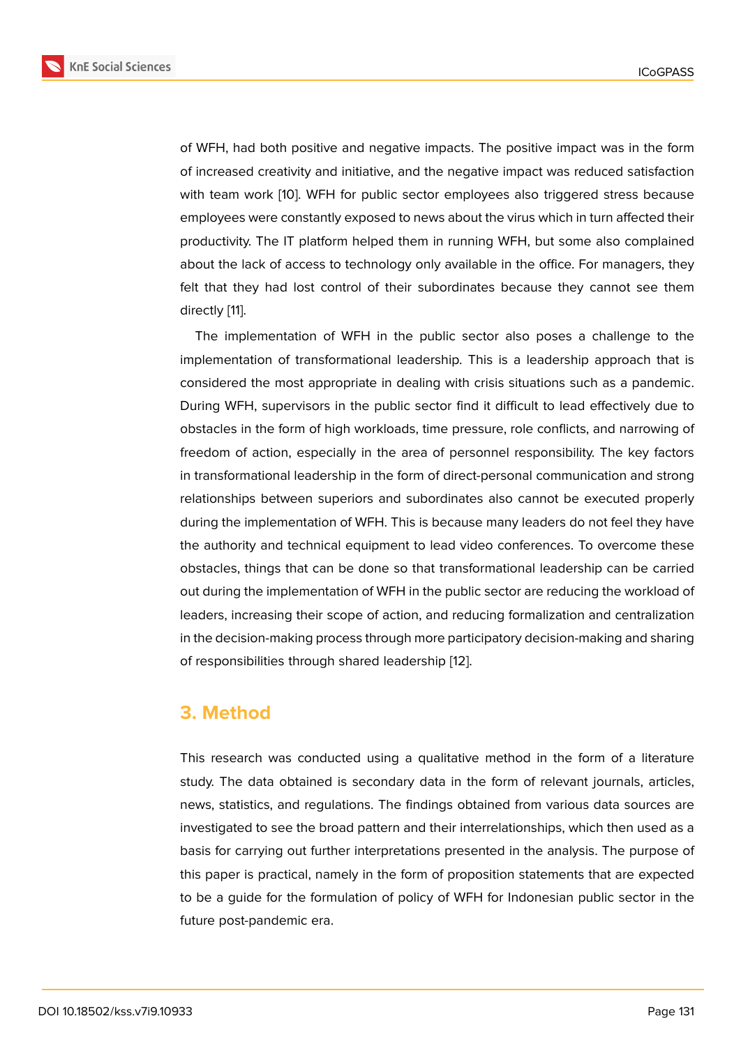of WFH, had both positive and negative impacts. The positive impact was in the form of increased creativity and initiative, and the negative impact was reduced satisfaction with team work [10]. WFH for public sector employees also triggered stress because employees were constantly exposed to news about the virus which in turn affected their productivity. The IT platform helped them in running WFH, but some also complained about the lack of access to technology only available in the office. For managers, they felt that they had lost control of their subordinates because they cannot see them directly [11].

The implementation of WFH in the public sector also poses a challenge to the implementation of transformational leadership. This is a leadership approach that is considered the most appropriate in dealing with crisis situations such as a pandemic. During WFH, supervisors in the public sector find it difficult to lead effectively due to obstacles in the form of high workloads, time pressure, role conflicts, and narrowing of freedom of action, especially in the area of personnel responsibility. The key factors in transformational leadership in the form of direct-personal communication and strong relationships between superiors and subordinates also cannot be executed properly during the implementation of WFH. This is because many leaders do not feel they have the authority and technical equipment to lead video conferences. To overcome these obstacles, things that can be done so that transformational leadership can be carried out during the implementation of WFH in the public sector are reducing the workload of leaders, increasing their scope of action, and reducing formalization and centralization in the decision-making process through more participatory decision-making and sharing of responsibilities through shared leadership [12].

## 3. Method

This research was conducted using a qualitative method in the form of a literature study. The data obtained is secondary data in the form of relevant journals, articles, news, statistics, and regulations. The findings obtained from various data sources are investigated to see the broad pattern and their interrelationships, which then used as a basis for carrying out further interpretations presented in the analysis. The purpose of this paper is practical, namely in the form of proposition statements that are expected to be a guide for the formulation of policy of WFH for Indonesian public sector in the future post-pandemic era.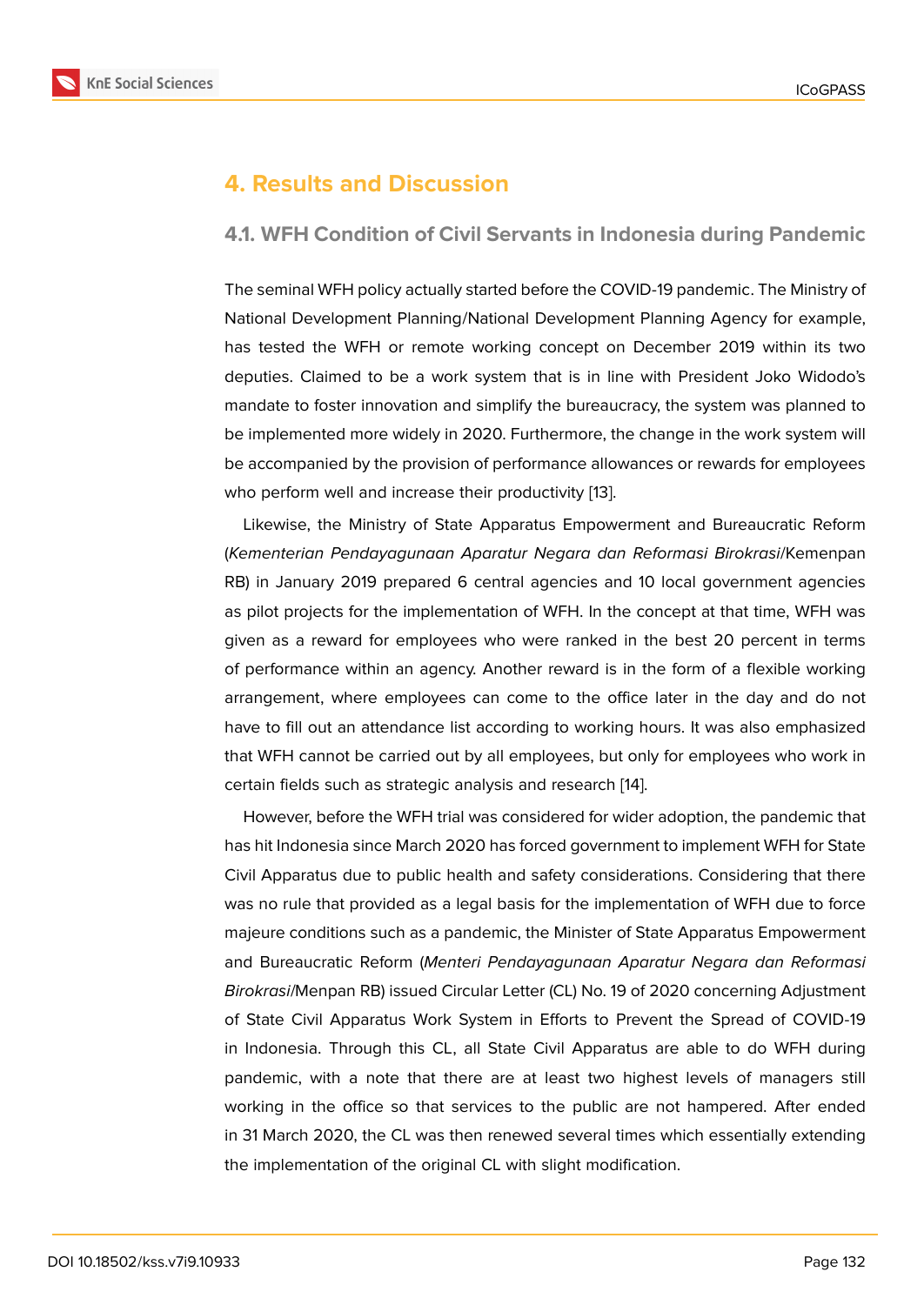## 4. Results and Discussion

### 4.1. WFH Condition of Civil Servants in Indonesia during Pandemic

The seminal WFH policy actually started before the COVID-19 pandemic. The Ministry of National Development Planning/National Development Planning Agency for example, has tested the WFH or remote working concept on December 2019 within its two deputies. Claimed to be a work system that is in line with President Joko Widodo's mandate to foster innovation and simplify the bureaucracy, the system was planned to be implemented more widely in 2020. Furthermore, the change in the work system will be accompanied by the provision of performance allowances or rewards for employees who perform well and increase their productivity [13].

Likewise, the Ministry of State Apparatus Empowerment and Bureaucratic Reform (*Kementerian Pendayagunaan Aparatur Negara dan Reformasi Birokrasi*/Kemenpan RB) in January 2019 prepared 6 central agencies and 10 local government agencies as pilot projects for the implementation of WFH. In the concept at that time, WFH was given as a reward for employees who were ranked in the best 20 percent in terms of performance within an agency. Another reward is in the form of a flexible working arrangement, where employees can come to the office later in the day and do not have to fill out an attendance list according to working hours. It was also emphasized that WFH cannot be carried out by all employees, but only for employees who work in certain fields such as strategic analysis and research [14].

However, before the WFH trial was considered for wider adoption, the pandemic that has hit Indonesia since March 2020 has forced government to implement WFH for State Civil Apparatus due to public health and safety considerations. Considering that there was no rule that provided as a legal basis for the implementation of WFH due to force majeure conditions such as a pandemic, the Minister of State Apparatus Empowerment and Bureaucratic Reform (*Menteri Pendayagunaan Aparatur Negara dan Reformasi Birokrasi*/Menpan RB) issued Circular Letter (CL) No. 19 of 2020 concerning Adjustment of State Civil Apparatus Work System in Efforts to Prevent the Spread of COVID-19 in Indonesia. Through this CL, all State Civil Apparatus are able to do WFH during pandemic, with a note that there are at least two highest levels of managers still working in the office so that services to the public are not hampered. After ended in 31 March 2020, the CL was then renewed several times which essentially extending the implementation of the original CL with slight modification.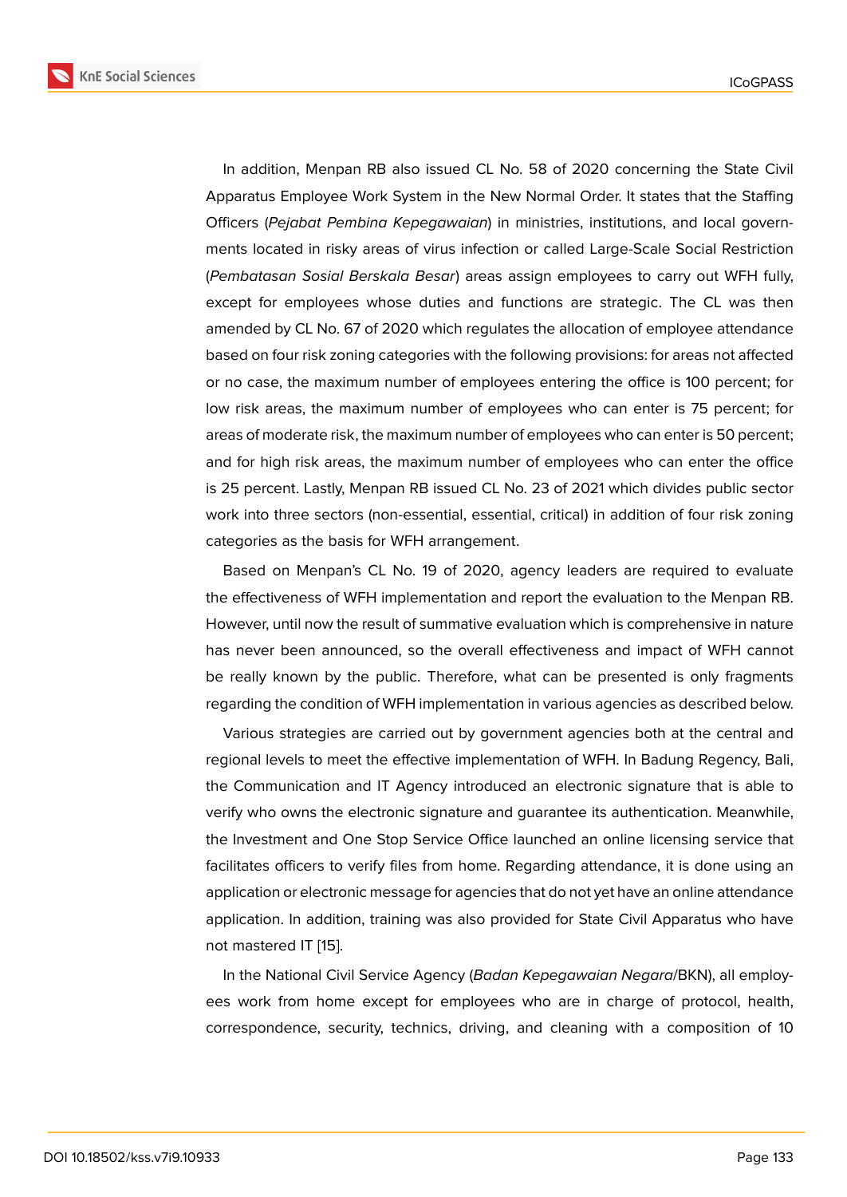In addition, Menpan RB also issued CL No. 58 of 2020 concerning the State Civil Apparatus Employee Work System in the New Normal Order. It states that the Staffing Officers (*Pejabat Pembina Kepegawaian*) in ministries, institutions, and local governments located in risky areas of virus infection or called Large-Scale Social Restriction (*Pembatasan Sosial Berskala Besar*) areas assign employees to carry out WFH fully, except for employees whose duties and functions are strategic. The CL was then amended by CL No. 67 of 2020 which regulates the allocation of employee attendance based on four risk zoning categories with the following provisions: for areas not affected or no case, the maximum number of employees entering the office is 100 percent; for low risk areas, the maximum number of employees who can enter is 75 percent; for areas of moderate risk, the maximum number of employees who can enter is 50 percent; and for high risk areas, the maximum number of employees who can enter the office is 25 percent. Lastly, Menpan RB issued CL No. 23 of 2021 which divides public sector work into three sectors (non-essential, essential, critical) in addition of four risk zoning categories as the basis for WFH arrangement.

Based on Menpan's CL No. 19 of 2020, agency leaders are required to evaluate the effectiveness of WFH implementation and report the evaluation to the Menpan RB. However, until now the result of summative evaluation which is comprehensive in nature has never been announced, so the overall effectiveness and impact of WFH cannot be really known by the public. Therefore, what can be presented is only fragments regarding the condition of WFH implementation in various agencies as described below.

Various strategies are carried out by government agencies both at the central and regional levels to meet the effective implementation of WFH. In Badung Regency, Bali, the Communication and IT Agency introduced an electronic signature that is able to verify who owns the electronic signature and guarantee its authentication. Meanwhile, the Investment and One Stop Service Office launched an online licensing service that facilitates officers to verify files from home. Regarding attendance, it is done using an application or electronic message for agencies that do not yet have an online attendance application. In addition, training was also provided for State Civil Apparatus who have not mastered IT [15].

In the National Civil Service Agency (*Badan Kepegawaian Negara*/BKN), all employees work from home except for employees who are in charge of protocol, health, correspondence, security, technics, driving, and cleaning with a composition of 10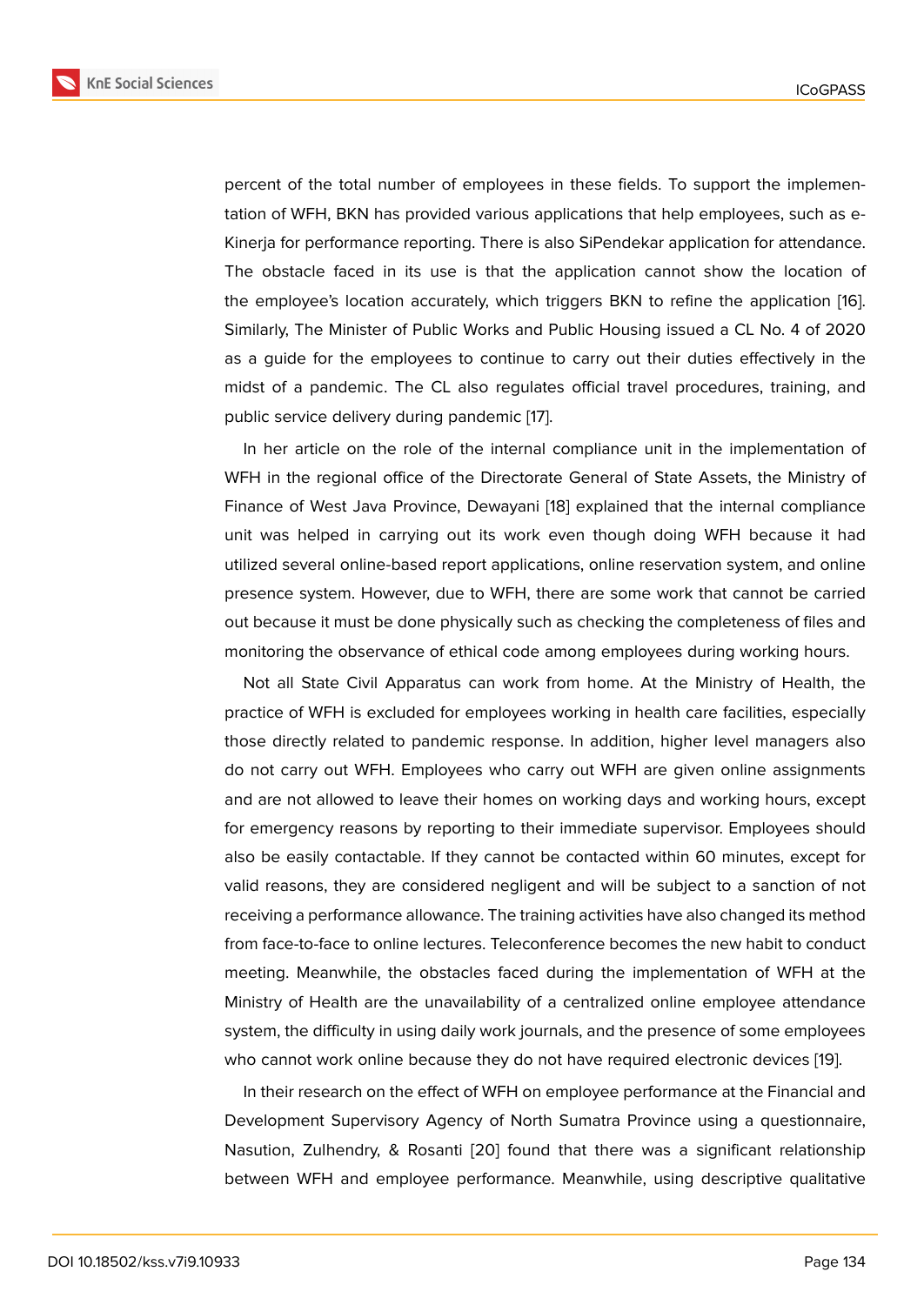percent of the total number of employees in these fields. To support the implementation of WFH, BKN has provided various applications that help employees, such as e-Kinerja for performance reporting. There is also SiPendekar application for attendance. The obstacle faced in its use is that the application cannot show the location of the employee's location accurately, which triggers BKN to refine the application [16]. Similarly, The Minister of Public Works and Public Housing issued a CL No. 4 of 2020 as a guide for the employees to continue to carry out their duties effectively in the midst of a pandemic. The CL also regulates official travel procedures, training, and public service delivery during pandemic [17].

In her article on the role of the internal compliance unit in the implementation of WFH in the regional office of the Directorate General of State Assets, the Ministry of Finance of West Java Province, Dewayani [18] explained that the internal compliance unit was helped in carrying out its work even though doing WFH because it had utilized several online-based report applications, online reservation system, and online presence system. However, due to WFH, there are some work that cannot be carried out because it must be done physically such as checking the completeness of files and monitoring the observance of ethical code among employees during working hours.

Not all State Civil Apparatus can work from home. At the Ministry of Health, the practice of WFH is excluded for employees working in health care facilities, especially those directly related to pandemic response. In addition, higher level managers also do not carry out WFH. Employees who carry out WFH are given online assignments and are not allowed to leave their homes on working days and working hours, except for emergency reasons by reporting to their immediate supervisor. Employees should also be easily contactable. If they cannot be contacted within 60 minutes, except for valid reasons, they are considered negligent and will be subject to a sanction of not receiving a performance allowance. The training activities have also changed its method from face-to-face to online lectures. Teleconference becomes the new habit to conduct meeting. Meanwhile, the obstacles faced during the implementation of WFH at the Ministry of Health are the unavailability of a centralized online employee attendance system, the difficulty in using daily work journals, and the presence of some employees who cannot work online because they do not have required electronic devices [19].

In their research on the effect of WFH on employee performance at the Financial and Development Supervisory Agency of North Sumatra Province using a questionnaire, Nasution, Zulhendry, & Rosanti [20] found that there was a significant relationship between WFH and employee performance. Meanwhile, using descriptive qualitative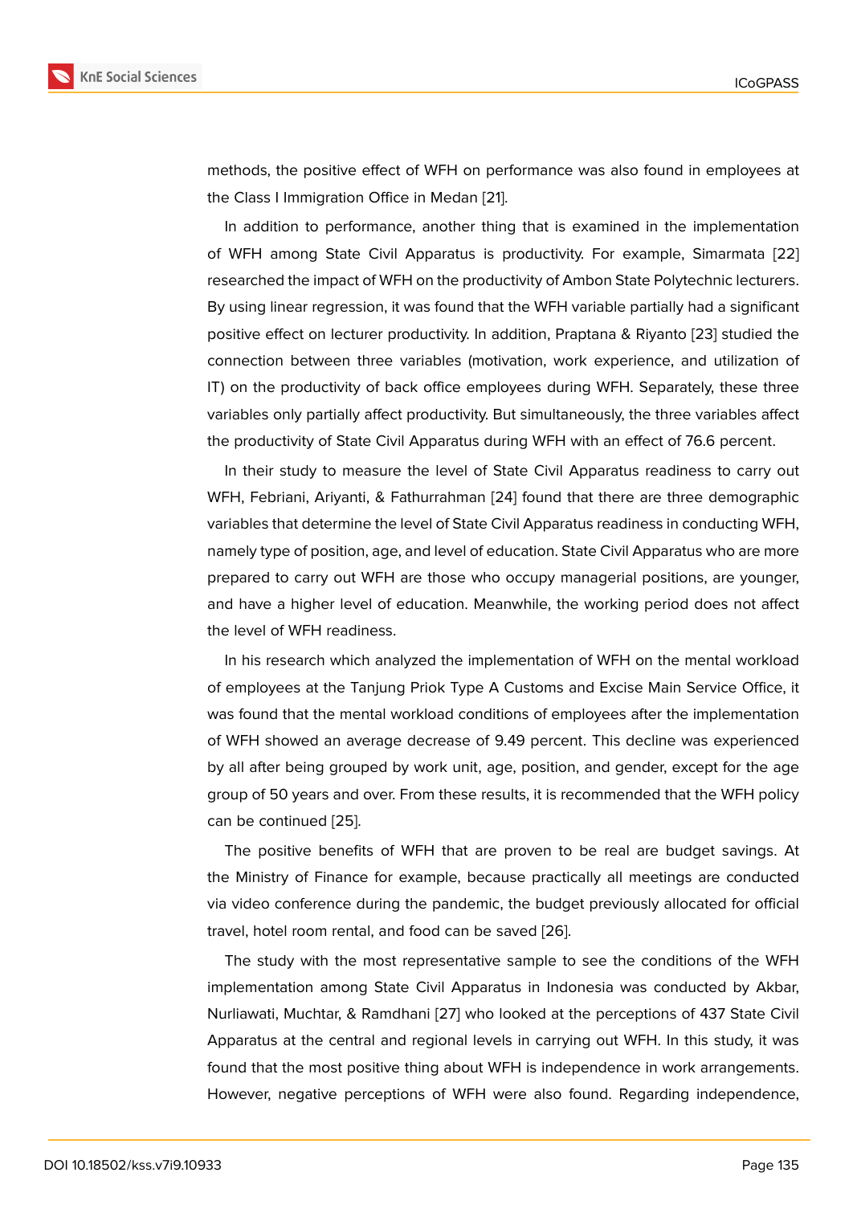methods, the positive effect of WFH on performance was also found in employees at the Class I Immigration Office in Medan [21].

In addition to performance, another thing that is examined in the implementation of WFH among State Civil Apparatus is productivity. For example, Simarmata [22] researched the impact of WFH on the productivity of Ambon State Polytechnic lecturers. By using linear regression, it was found that the WFH variable partially had a significant positive effect on lecturer productivity. In addition, Praptana & Riyanto [23] studied the connection between three variables (motivation, work experience, and utilization of IT) on the productivity of back office employees during WFH. Separately, these three variables only partially affect productivity. But simultaneously, the three variables affect the productivity of State Civil Apparatus during WFH with an effect of 76.6 percent.

In their study to measure the level of State Civil Apparatus readiness to carry out WFH, Febriani, Ariyanti, & Fathurrahman [24] found that there are three demographic variables that determine the level of State Civil Apparatus readiness in conducting WFH, namely type of position, age, and level of education. State Civil Apparatus who are more prepared to carry out WFH are those who occupy managerial positions, are younger, and have a higher level of education. Meanwhile, the working period does not affect the level of WFH readiness.

In his research which analyzed the implementation of WFH on the mental workload of employees at the Tanjung Priok Type A Customs and Excise Main Service Office, it was found that the mental workload conditions of employees after the implementation of WFH showed an average decrease of 9.49 percent. This decline was experienced by all after being grouped by work unit, age, position, and gender, except for the age group of 50 years and over. From these results, it is recommended that the WFH policy can be continued [25].

The positive benefits of WFH that are proven to be real are budget savings. At the Ministry of Finance for example, because practically all meetings are conducted via video conference during the pandemic, the budget previously allocated for official travel, hotel room rental, and food can be saved [26].

The study with the most representative sample to see the conditions of the WFH implementation among State Civil Apparatus in Indonesia was conducted by Akbar, Nurliawati, Muchtar, & Ramdhani [27] who looked at the perceptions of 437 State Civil Apparatus at the central and regional levels in carrying out WFH. In this study, it was found that the most positive thing about WFH is independence in work arrangements. However, negative perceptions of WFH were also found. Regarding independence,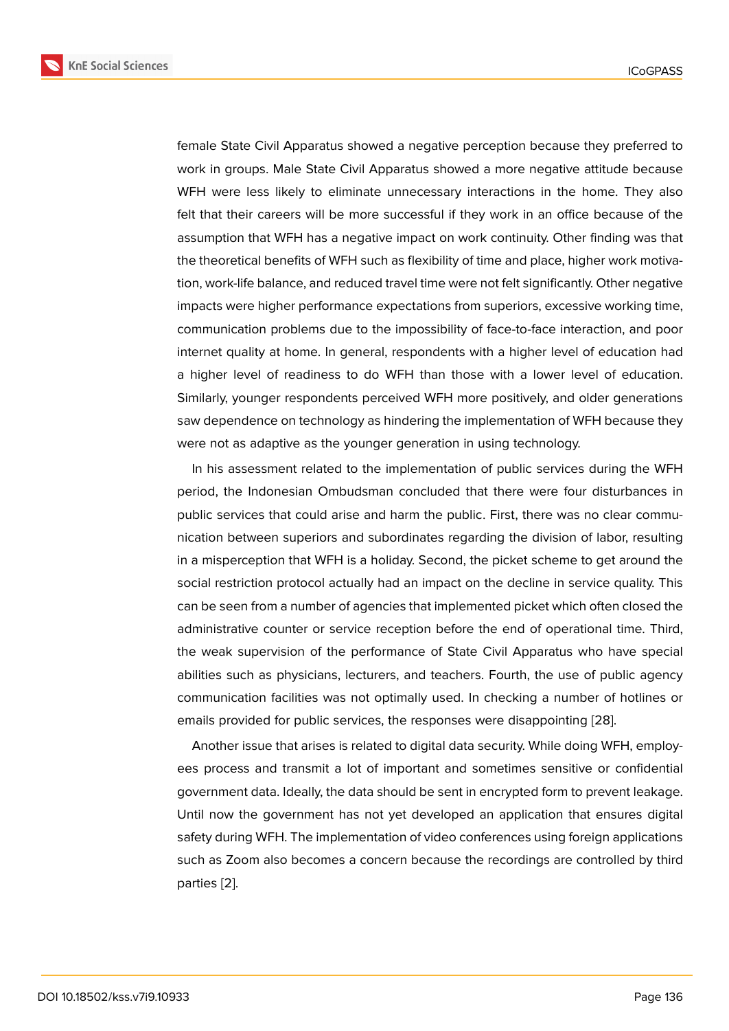female State Civil Apparatus showed a negative perception because they preferred to work in groups. Male State Civil Apparatus showed a more negative attitude because WFH were less likely to eliminate unnecessary interactions in the home. They also felt that their careers will be more successful if they work in an office because of the assumption that WFH has a negative impact on work continuity. Other finding was that the theoretical benefits of WFH such as flexibility of time and place, higher work motivation, work-life balance, and reduced travel time were not felt significantly. Other negative impacts were higher performance expectations from superiors, excessive working time, communication problems due to the impossibility of face-to-face interaction, and poor internet quality at home. In general, respondents with a higher level of education had a higher level of readiness to do WFH than those with a lower level of education. Similarly, younger respondents perceived WFH more positively, and older generations saw dependence on technology as hindering the implementation of WFH because they were not as adaptive as the younger generation in using technology.

In his assessment related to the implementation of public services during the WFH period, the Indonesian Ombudsman concluded that there were four disturbances in public services that could arise and harm the public. First, there was no clear communication between superiors and subordinates regarding the division of labor, resulting in a misperception that WFH is a holiday. Second, the picket scheme to get around the social restriction protocol actually had an impact on the decline in service quality. This can be seen from a number of agencies that implemented picket which often closed the administrative counter or service reception before the end of operational time. Third, the weak supervision of the performance of State Civil Apparatus who have special abilities such as physicians, lecturers, and teachers. Fourth, the use of public agency communication facilities was not optimally used. In checking a number of hotlines or emails provided for public services, the responses were disappointing [28].

Another issue that arises is related to digital data security. While doing WFH, employees process and transmit a lot of important and sometimes sensitive or confidential government data. Ideally, the data should be sent in encrypted form to prevent leakage. Until now the government has not yet developed an application that ensures digital safety during WFH. The implementation of video conferences using foreign applications such as Zoom also becomes a concern because the recordings are controlled by third parties [2].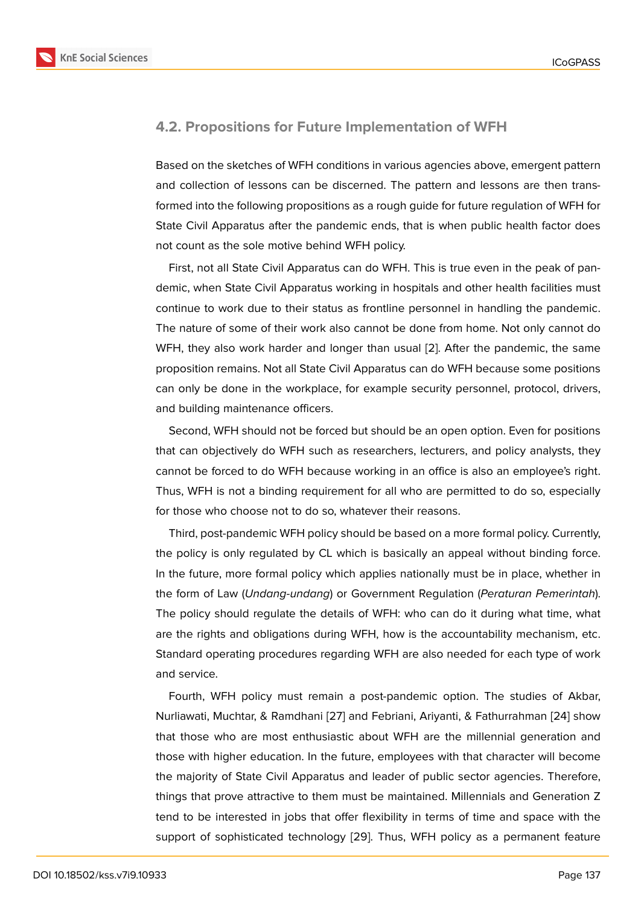### 4.2. Propositions for Future Implementation of WFH

Based on the sketches of WFH conditions in various agencies above, emergent pattern and collection of lessons can be discerned. The pattern and lessons are then transformed into the following propositions as a rough guide for future regulation of WFH for State Civil Apparatus after the pandemic ends, that is when public health factor does not count as the sole motive behind WFH policy.

First, not all State Civil Apparatus can do WFH. This is true even in the peak of pandemic, when State Civil Apparatus working in hospitals and other health facilities must continue to work due to their status as frontline personnel in handling the pandemic. The nature of some of their work also cannot be done from home. Not only cannot do WFH, they also work harder and longer than usual [2]. After the pandemic, the same proposition remains. Not all State Civil Apparatus can do WFH because some positions can only be done in the workplace, for example security personnel, protocol, drivers, and building maintenance officers.

Second, WFH should not be forced but should be an open option. Even for positions that can objectively do WFH such as researchers, lecturers, and policy analysts, they cannot be forced to do WFH because working in an office is also an employee's right. Thus, WFH is not a binding requirement for all who are permitted to do so, especially for those who choose not to do so, whatever their reasons.

Third, post-pandemic WFH policy should be based on a more formal policy. Currently, the policy is only regulated by CL which is basically an appeal without binding force. In the future, more formal policy which applies nationally must be in place, whether in the form of Law (*Undang-undang*) or Government Regulation (*Peraturan Pemerintah*). The policy should regulate the details of WFH: who can do it during what time, what are the rights and obligations during WFH, how is the accountability mechanism, etc. Standard operating procedures regarding WFH are also needed for each type of work and service.

Fourth, WFH policy must remain a post-pandemic option. The studies of Akbar, Nurliawati, Muchtar, & Ramdhani [27] and Febriani, Ariyanti, & Fathurrahman [24] show that those who are most enthusiastic about WFH are the millennial generation and those with higher education. In the future, employees with that character will become the majority of State Civil Apparatus and leader of public sector agencies. Therefore, things that prove attractive to them must be maintained. Millennials and Generation Z tend to be interested in jobs that offer flexibility in terms of time and space with the support of sophisticated technology [29]. Thus, WFH policy as a permanent feature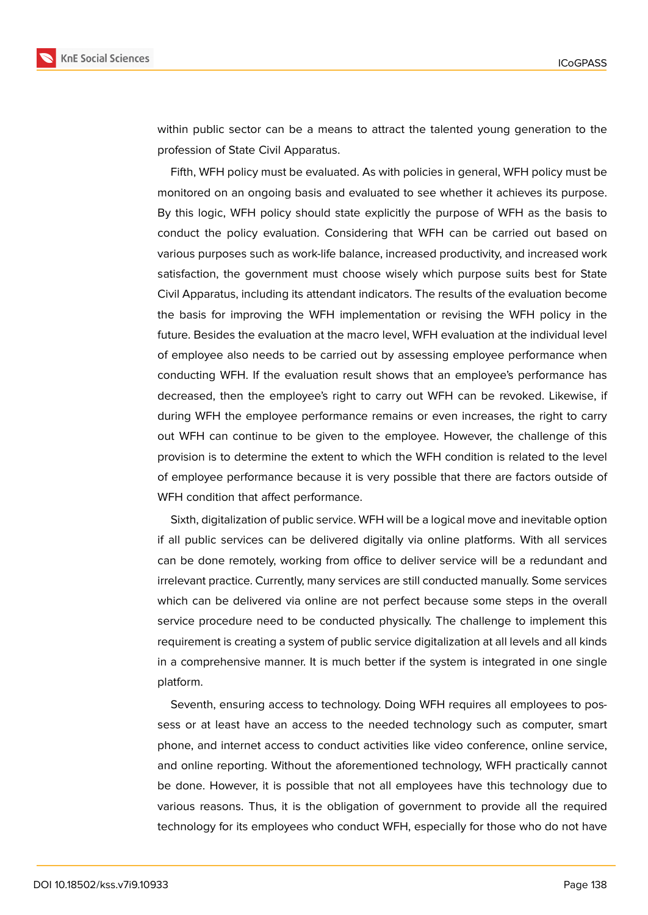within public sector can be a means to attract the talented young generation to the profession of State Civil Apparatus.

Fifth, WFH policy must be evaluated. As with policies in general, WFH policy must be monitored on an ongoing basis and evaluated to see whether it achieves its purpose. By this logic, WFH policy should state explicitly the purpose of WFH as the basis to conduct the policy evaluation. Considering that WFH can be carried out based on various purposes such as work-life balance, increased productivity, and increased work satisfaction, the government must choose wisely which purpose suits best for State Civil Apparatus, including its attendant indicators. The results of the evaluation become the basis for improving the WFH implementation or revising the WFH policy in the future. Besides the evaluation at the macro level, WFH evaluation at the individual level of employee also needs to be carried out by assessing employee performance when conducting WFH. If the evaluation result shows that an employee's performance has decreased, then the employee's right to carry out WFH can be revoked. Likewise, if during WFH the employee performance remains or even increases, the right to carry out WFH can continue to be given to the employee. However, the challenge of this provision is to determine the extent to which the WFH condition is related to the level of employee performance because it is very possible that there are factors outside of WFH condition that affect performance.

Sixth, digitalization of public service. WFH will be a logical move and inevitable option if all public services can be delivered digitally via online platforms. With all services can be done remotely, working from office to deliver service will be a redundant and irrelevant practice. Currently, many services are still conducted manually. Some services which can be delivered via online are not perfect because some steps in the overall service procedure need to be conducted physically. The challenge to implement this requirement is creating a system of public service digitalization at all levels and all kinds in a comprehensive manner. It is much better if the system is integrated in one single platform.

Seventh, ensuring access to technology. Doing WFH requires all employees to possess or at least have an access to the needed technology such as computer, smart phone, and internet access to conduct activities like video conference, online service, and online reporting. Without the aforementioned technology, WFH practically cannot be done. However, it is possible that not all employees have this technology due to various reasons. Thus, it is the obligation of government to provide all the required technology for its employees who conduct WFH, especially for those who do not have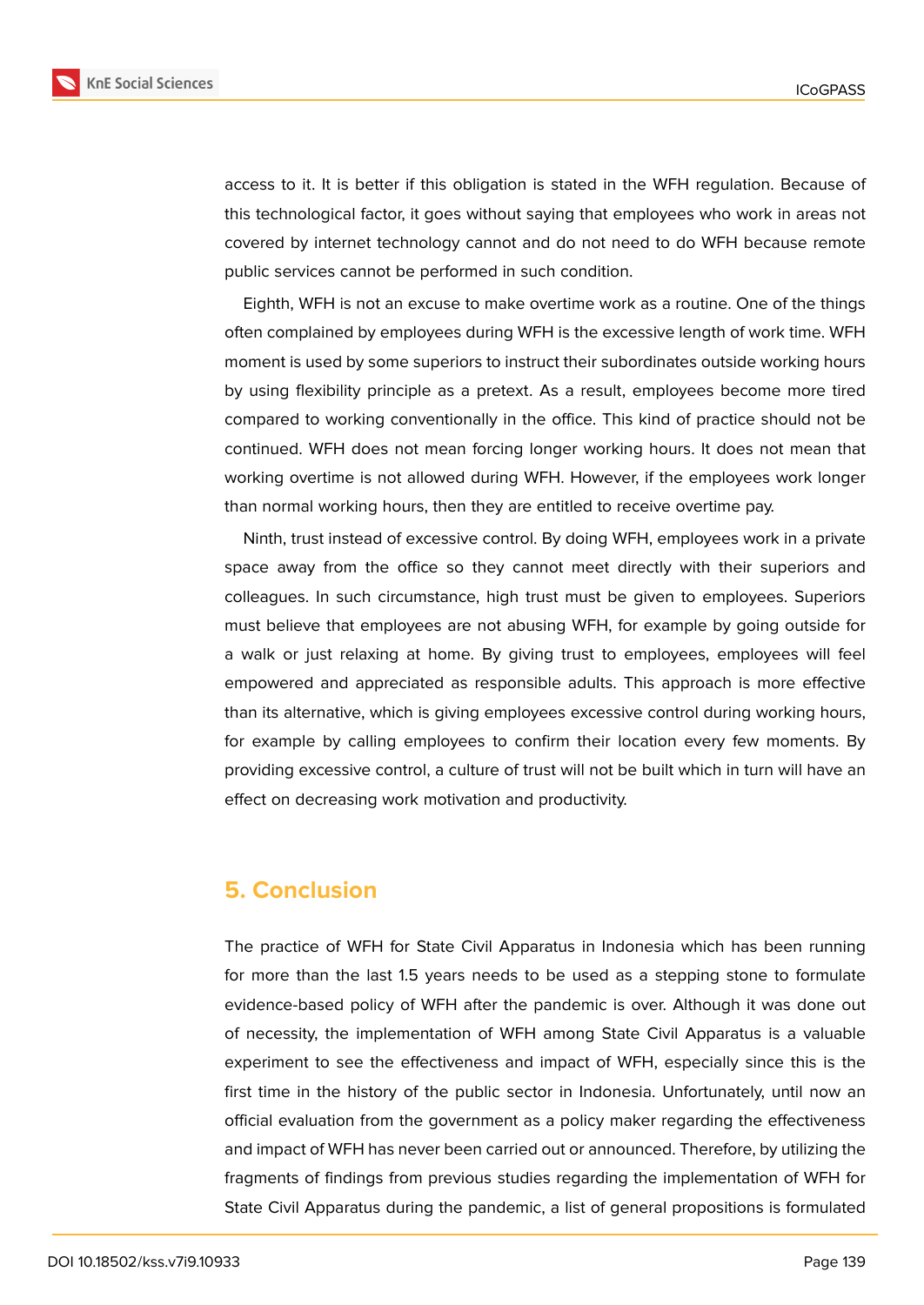access to it. It is better if this obligation is stated in the WFH regulation. Because of this technological factor, it goes without saying that employees who work in areas not covered by internet technology cannot and do not need to do WFH because remote public services cannot be performed in such condition.

Eighth, WFH is not an excuse to make overtime work as a routine. One of the things often complained by employees during WFH is the excessive length of work time. WFH moment is used by some superiors to instruct their subordinates outside working hours by using flexibility principle as a pretext. As a result, employees become more tired compared to working conventionally in the office. This kind of practice should not be continued. WFH does not mean forcing longer working hours. It does not mean that working overtime is not allowed during WFH. However, if the employees work longer than normal working hours, then they are entitled to receive overtime pay.

Ninth, trust instead of excessive control. By doing WFH, employees work in a private space away from the office so they cannot meet directly with their superiors and colleagues. In such circumstance, high trust must be given to employees. Superiors must believe that employees are not abusing WFH, for example by going outside for a walk or just relaxing at home. By giving trust to employees, employees will feel empowered and appreciated as responsible adults. This approach is more effective than its alternative, which is giving employees excessive control during working hours, for example by calling employees to confirm their location every few moments. By providing excessive control, a culture of trust will not be built which in turn will have an effect on decreasing work motivation and productivity.

## 5. Conclusion

The practice of WFH for State Civil Apparatus in Indonesia which has been running for more than the last 1.5 years needs to be used as a stepping stone to formulate evidence-based policy of WFH after the pandemic is over. Although it was done out of necessity, the implementation of WFH among State Civil Apparatus is a valuable experiment to see the effectiveness and impact of WFH, especially since this is the first time in the history of the public sector in Indonesia. Unfortunately, until now an official evaluation from the government as a policy maker regarding the effectiveness and impact of WFH has never been carried out or announced. Therefore, by utilizing the fragments of findings from previous studies regarding the implementation of WFH for State Civil Apparatus during the pandemic, a list of general propositions is formulated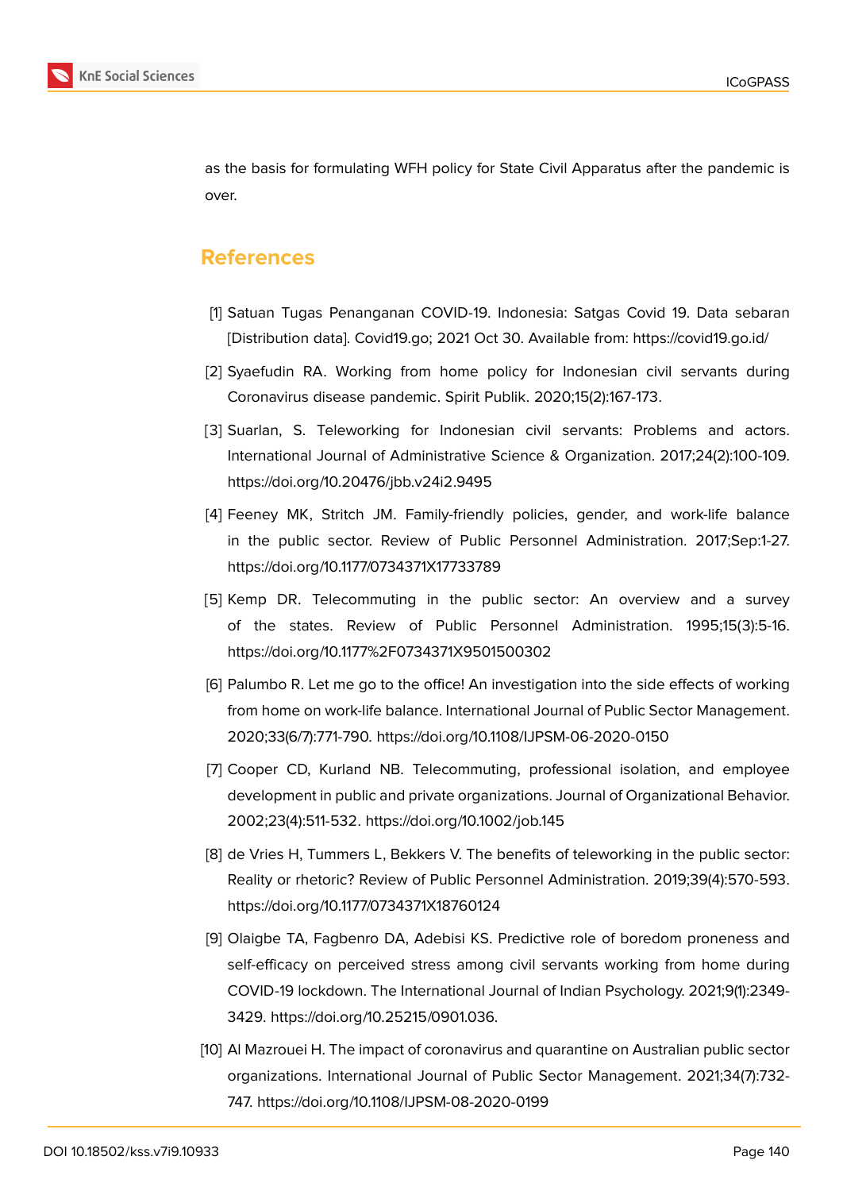as the basis for formulating WFH policy for State Civil Apparatus after the pandemic is over.

## References

[1] Satuan Tugas Penanganan COVID-19. Indonesia: Satgas Covid 19. Data sebaran [Distribution data]. Covid19.go; 2021 Oct 30. Available from: https://covid19.go.id/

[2] Syaefudin RA. Working from home policy for Indonesian civil servants during Coronavirus disease pandemic. Spirit Publik. 2020;15(2):167-173.

[3] Suarlan, S. Teleworking for Indonesian civil servants: Problems and actors. International Journal of Administrative Science & Organization. 2017;24(2):100-109. https://doi.org/10.20476/jbb.v24i2.9495

[4] Feeney MK, Stritch JM. Family-friendly policies, gender, and work-life balance in the public sector. Review of Public Personnel Administration. 2017;Sep:1-27. https://doi.org/10.1177/0734371X17733789

[5] Kemp DR. Telecommuting in the public sector: An overview and a survey of the states. Review of Public Personnel Administration. 1995;15(3):5-16. https://doi.org/10.1177%2F0734371X9501500302

[6] Palumbo R. Let me go to the office! An investigation into the side effects of working from home on work-life balance. International Journal of Public Sector Management. 2020;33(6/7):771-790. https://doi.org/10.1108/IJPSM-06-2020-0150

[7] Cooper CD, Kurland NB. Telecommuting, professional isolation, and employee development in public and private organizations. Journal of Organizational Behavior. 2002;23(4):511-532. https://doi.org/10.1002/job.145

[8] de Vries H, Tummers L, Bekkers V. The benefits of teleworking in the public sector: Reality or rhetoric? Review of Public Personnel Administration. 2019;39(4):570-593. https://doi.org/10.1177/0734371X18760124

[9] Olaigbe TA, Fagbenro DA, Adebisi KS. Predictive role of boredom proneness and self-efficacy on perceived stress among civil servants working from home during COVID-19 lockdown. The International Journal of Indian Psychology. 2021;9(1):2349-3429. https://doi.org/10.25215/0901.036.

[10] Al Mazrouei H. The impact of coronavirus and quarantine on Australian public sector organizations. International Journal of Public Sector Management. 2021;34(7):732-747. https://doi.org/10.1108/IJPSM-08-2020-0199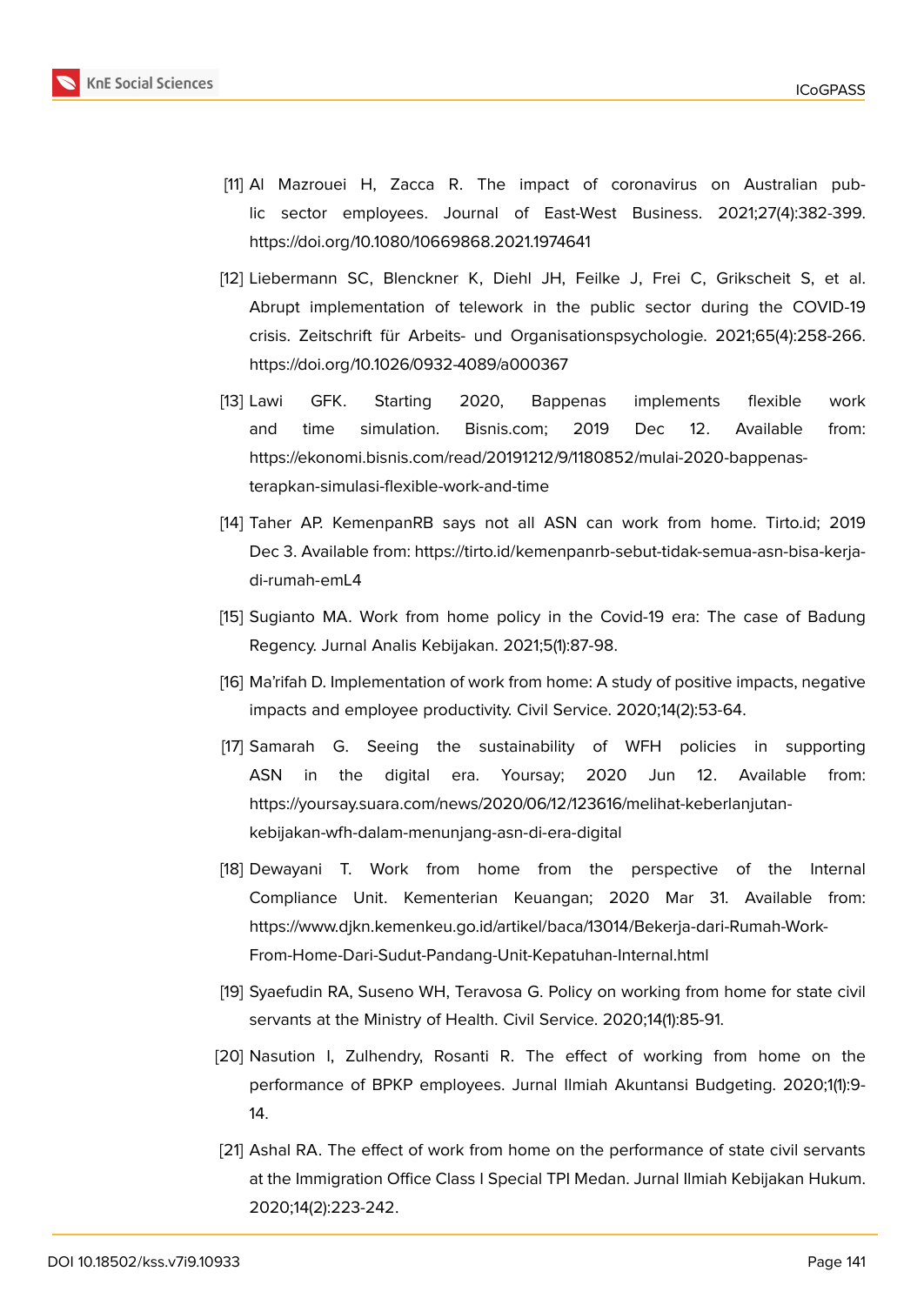[11] Al Mazrouei H, Zacca R. The impact of coronavirus on Australian public sector employees. Journal of East-West Business. 2021;27(4):382-399. https://doi.org/10.1080/10669868.2021.1974641

[12] Liebermann SC, Blenckner K, Diehl JH, Feilke J, Frei C, Grikscheit S, et al. Abrupt implementation of telework in the public sector during the COVID-19 crisis. Zeitschrift für Arbeits- und Organisationspsychologie. 2021;65(4):258-266. https://doi.org/10.1026/0932-4089/a000367

[13] Lawi GFK. Starting 2020, Bappenas implements flexible work and time simulation. Bisnis.com; 2019 Dec 12. Available from: https://ekonomi.bisnis.com/read/20191212/9/1180852/mulai-2020-bappenas-terapkan-simulasi-flexible-work-and-time

[14] Taher AP. KemenpanRB says not all ASN can work from home. Tirto.id; 2019 Dec 3. Available from: https://tirto.id/kemenpanrb-sebut-tidak-semua-asn-bisa-kerja-di-rumah-emL4

[15] Sugianto MA. Work from home policy in the Covid-19 era: The case of Badung Regency. Jurnal Analis Kebijakan. 2021;5(1):87-98.

[16] Ma'rifah D. Implementation of work from home: A study of positive impacts, negative impacts and employee productivity. Civil Service. 2020;14(2):53-64.

[17] Samarah G. Seeing the sustainability of WFH policies in supporting ASN in the digital era. Yoursay; 2020 Jun 12. Available from: https://yoursay.suara.com/news/2020/06/12/123616/melihat-keberlanjutan-kebijakan-wfh-dalam-menunjang-asn-di-era-digital

[18] Dewayani T. Work from home from the perspective of the Internal Compliance Unit. Kementerian Keuangan; 2020 Mar 31. Available from: https://www.djkn.kemenkeu.go.id/artikel/baca/13014/Bekerja-dari-Rumah-Work-From-Home-Dari-Sudut-Pandang-Unit-Kepatuhan-Internal.html

[19] Syaefudin RA, Suseno WH, Teravosa G. Policy on working from home for state civil servants at the Ministry of Health. Civil Service. 2020;14(1):85-91.

[20] Nasution I, Zulhendry, Rosanti R. The effect of working from home on the performance of BPKP employees. Jurnal Ilmiah Akuntansi Budgeting. 2020;1(1):9-14.

[21] Ashal RA. The effect of work from home on the performance of state civil servants at the Immigration Office Class I Special TPI Medan. Jurnal Ilmiah Kebijakan Hukum. 2020;14(2):223-242.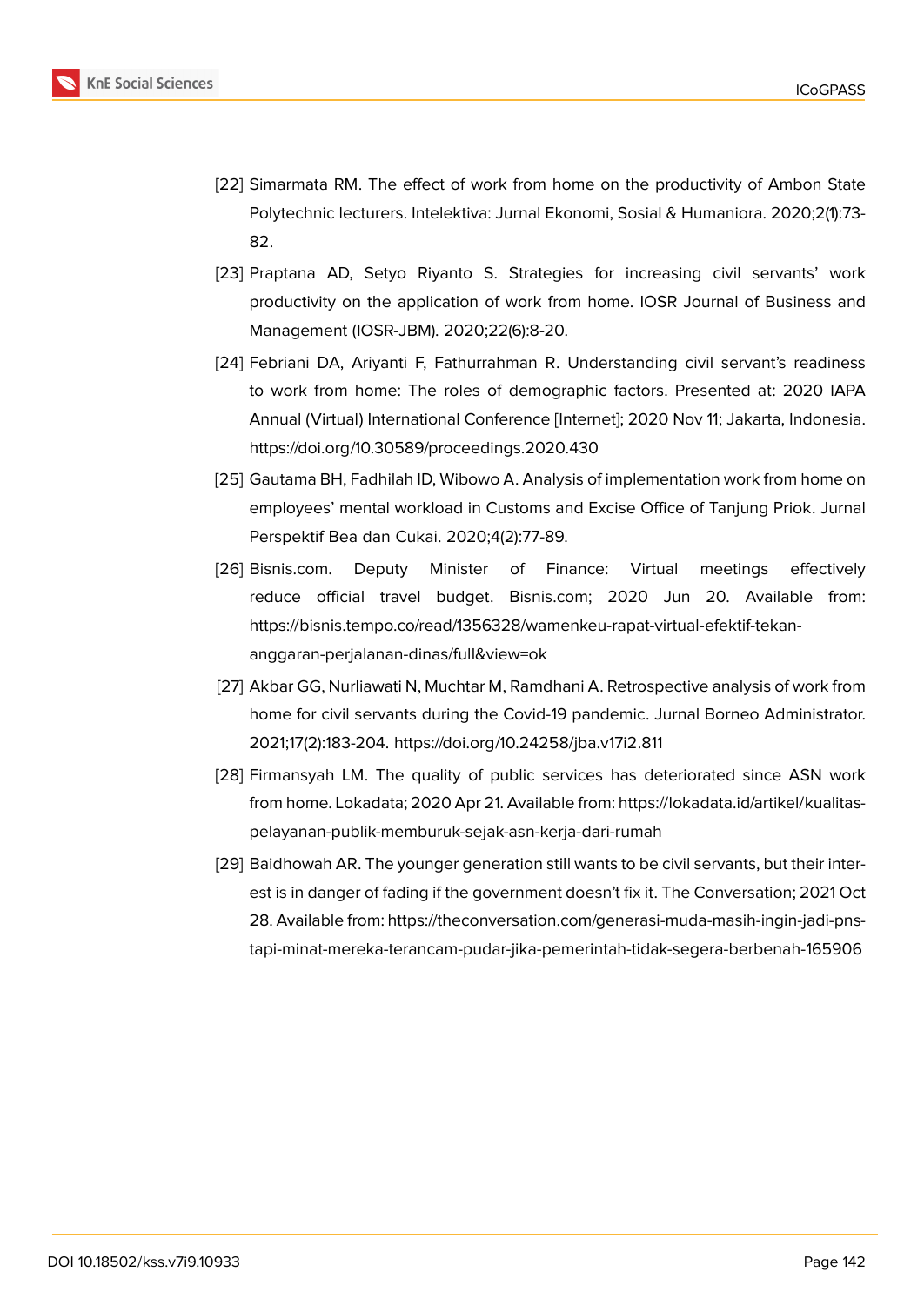[22] Simarmata RM. The effect of work from home on the productivity of Ambon State Polytechnic lecturers. Intelektiva: Jurnal Ekonomi, Sosial & Humaniora. 2020;2(1):73-82.

[23] Praptana AD, Setyo Riyanto S. Strategies for increasing civil servants' work productivity on the application of work from home. IOSR Journal of Business and Management (IOSR-JBM). 2020;22(6):8-20.

[24] Febriani DA, Ariyanti F, Fathurrahman R. Understanding civil servant's readiness to work from home: The roles of demographic factors. Presented at: 2020 IAPA Annual (Virtual) International Conference [Internet]; 2020 Nov 11; Jakarta, Indonesia. https://doi.org/10.30589/proceedings.2020.430

[25] Gautama BH, Fadhilah ID, Wibowo A. Analysis of implementation work from home on employees' mental workload in Customs and Excise Office of Tanjung Priok. Jurnal Perspektif Bea dan Cukai. 2020;4(2):77-89.

[26] Bisnis.com. Deputy Minister of Finance: Virtual meetings effectively reduce official travel budget. Bisnis.com; 2020 Jun 20. Available from: https://bisnis.tempo.co/read/1356328/wamenkeu-rapat-virtual-efektif-tekan-anggaran-perjalanan-dinas/full&view=ok

[27] Akbar GG, Nurliawati N, Muchtar M, Ramdhani A. Retrospective analysis of work from home for civil servants during the Covid-19 pandemic. Jurnal Borneo Administrator. 2021;17(2):183-204. https://doi.org/10.24258/jba.v17i2.811

[28] Firmansyah LM. The quality of public services has deteriorated since ASN work from home. Lokadata; 2020 Apr 21. Available from: https://lokadata.id/artikel/kualitas-pelayanan-publik-memburuk-sejak-asn-kerja-dari-rumah

[29] Baidhowah AR. The younger generation still wants to be civil servants, but their interest is in danger of fading if the government doesn't fix it. The Conversation; 2021 Oct 28. Available from: https://theconversation.com/generasi-muda-masih-ingin-jadi-pns-tapi-minat-mereka-terancam-pudar-jika-pemerintah-tidak-segera-berbenah-165906